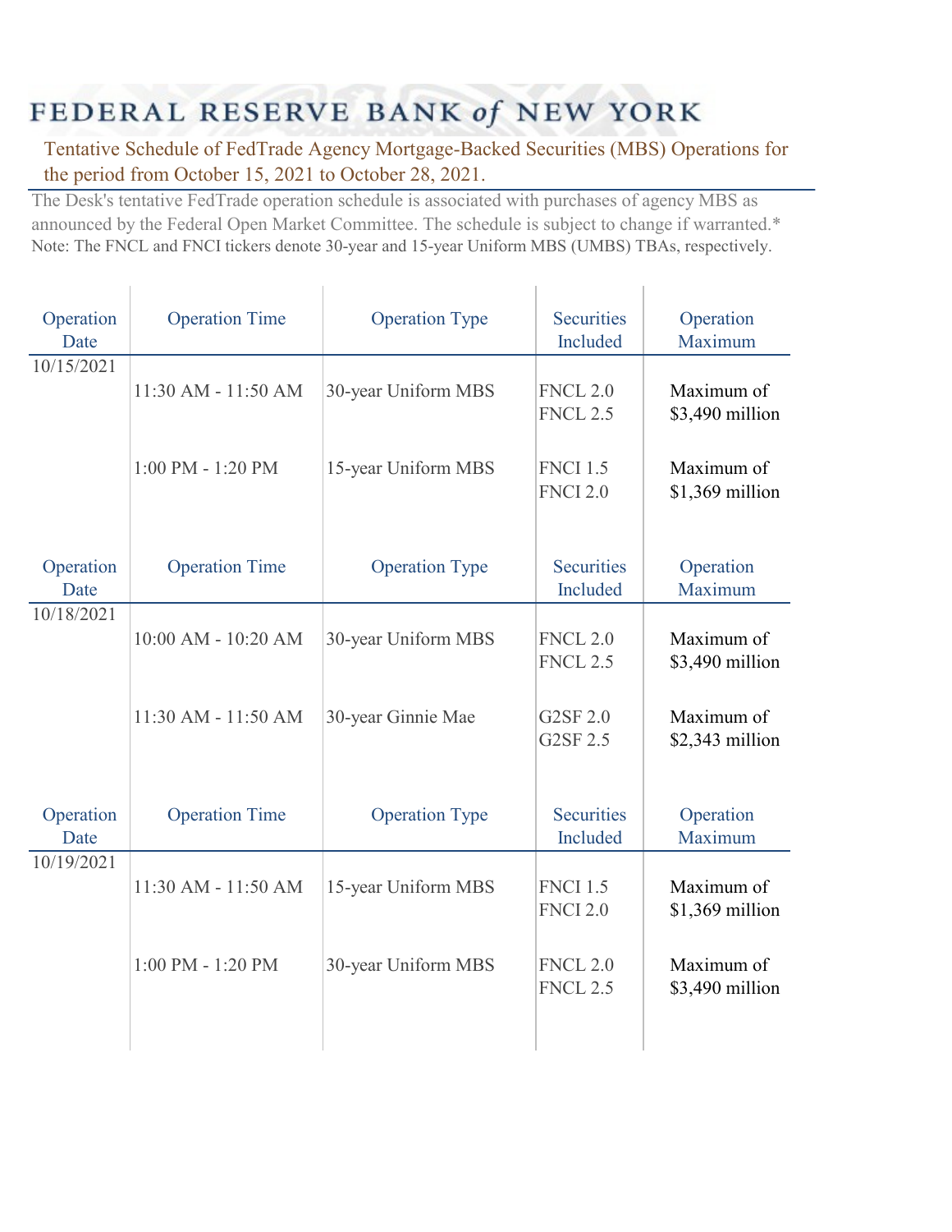# FEDERAL RESERVE BANK of NEW YORK

## Tentative Schedule of FedTrade Agency Mortgage-Backed Securities (MBS) Operations for the period from October 15, 2021 to October 28, 2021.

The Desk's tentative FedTrade operation schedule is associated with purchases of agency MBS as announced by the Federal Open Market Committee. The schedule is subject to change if warranted.*

Note: The FNCL and FNCI tickers denote 30-year and 15-year Uniform MBS (UMBS) TBAs, respectively.

| Operation Date | Operation Time | Operation Type | Securities Included | Operation Maximum |
|---|---|---|---|---|
| 10/15/2021 | | | | |
| | 11:30 AM - 11:50 AM | 30-year Uniform MBS | FNCL 2.0<br>FNCL 2.5 | Maximum of $3,490 million |
| | 1:00 PM - 1:20 PM | 15-year Uniform MBS | FNCI 1.5<br>FNCI 2.0 | Maximum of $1,369 million |

| Operation Date | Operation Time | Operation Type | Securities Included | Operation Maximum |
|---|---|---|---|---|
| 10/18/2021 | | | | |
| | 10:00 AM - 10:20 AM | 30-year Uniform MBS | FNCL 2.0<br>FNCL 2.5 | Maximum of $3,490 million |
| | 11:30 AM - 11:50 AM | 30-year Ginnie Mae | G2SF 2.0<br>G2SF 2.5 | Maximum of $2,343 million |

| Operation Date | Operation Time | Operation Type | Securities Included | Operation Maximum |
|---|---|---|---|---|
| 10/19/2021 | | | | |
| | 11:30 AM - 11:50 AM | 15-year Uniform MBS | FNCI 1.5<br>FNCI 2.0 | Maximum of $1,369 million |
| | 1:00 PM - 1:20 PM | 30-year Uniform MBS | FNCL 2.0<br>FNCL 2.5 | Maximum of $3,490 million |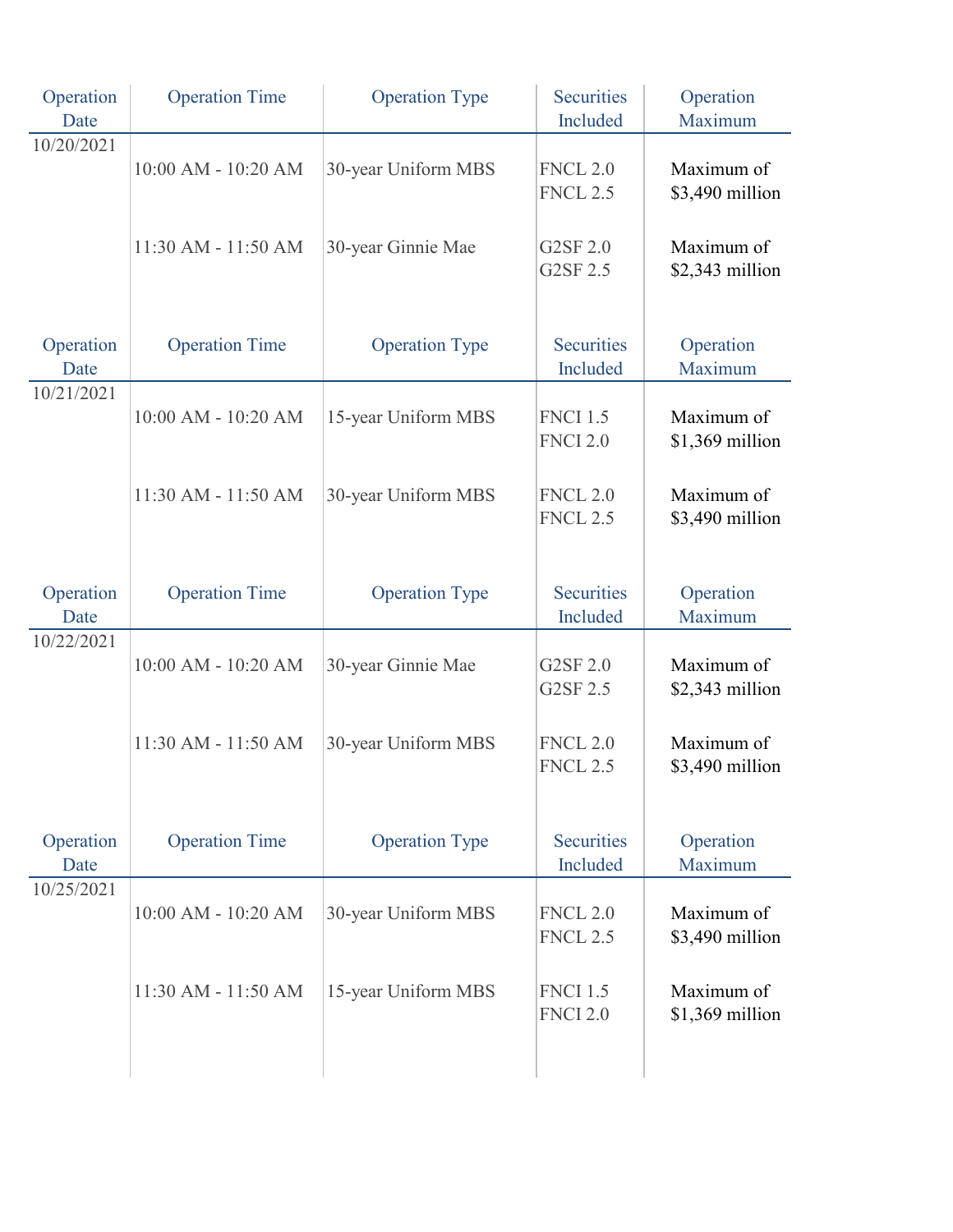| Operation Date | Operation Time | Operation Type | Securities Included | Operation Maximum |
|---|---|---|---|---|
| 10/20/2021 | 10:00 AM - 10:20 AM | 30-year Uniform MBS | FNCL 2.0<br>FNCL 2.5 | Maximum of $3,490 million |
| | 11:30 AM - 11:50 AM | 30-year Ginnie Mae | G2SF 2.0<br>G2SF 2.5 | Maximum of $2,343 million |

| Operation Date | Operation Time | Operation Type | Securities Included | Operation Maximum |
|---|---|---|---|---|
| 10/21/2021 | 10:00 AM - 10:20 AM | 15-year Uniform MBS | FNCI 1.5<br>FNCI 2.0 | Maximum of $1,369 million |
| | 11:30 AM - 11:50 AM | 30-year Uniform MBS | FNCL 2.0<br>FNCL 2.5 | Maximum of $3,490 million |

| Operation Date | Operation Time | Operation Type | Securities Included | Operation Maximum |
|---|---|---|---|---|
| 10/22/2021 | 10:00 AM - 10:20 AM | 30-year Ginnie Mae | G2SF 2.0<br>G2SF 2.5 | Maximum of $2,343 million |
| | 11:30 AM - 11:50 AM | 30-year Uniform MBS | FNCL 2.0<br>FNCL 2.5 | Maximum of $3,490 million |

| Operation Date | Operation Time | Operation Type | Securities Included | Operation Maximum |
|---|---|---|---|---|
| 10/25/2021 | 10:00 AM - 10:20 AM | 30-year Uniform MBS | FNCL 2.0<br>FNCL 2.5 | Maximum of $3,490 million |
| | 11:30 AM - 11:50 AM | 15-year Uniform MBS | FNCI 1.5<br>FNCI 2.0 | Maximum of $1,369 million |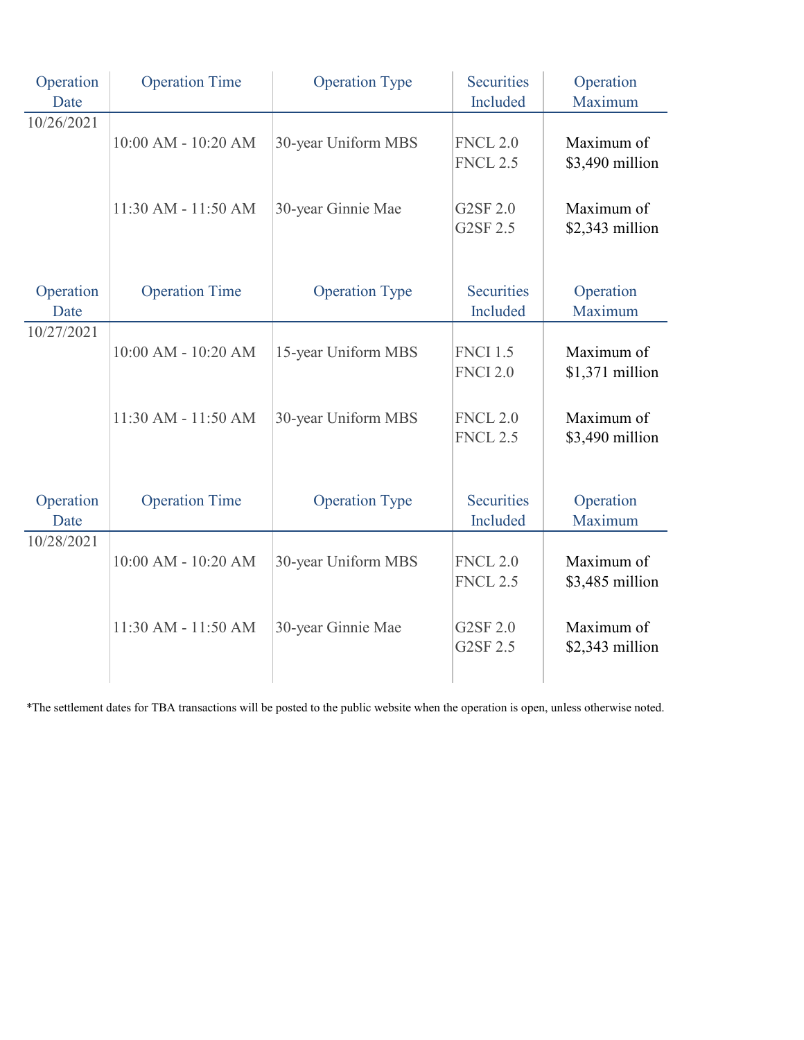| Operation Date | Operation Time | Operation Type | Securities Included | Operation Maximum |
|---|---|---|---|---|
| 10/26/2021 | 10:00 AM - 10:20 AM | 30-year Uniform MBS | FNCL 2.0<br>FNCL 2.5 | Maximum of $3,490 million |
| | 11:30 AM - 11:50 AM | 30-year Ginnie Mae | G2SF 2.0<br>G2SF 2.5 | Maximum of $2,343 million |

| Operation Date | Operation Time | Operation Type | Securities Included | Operation Maximum |
|---|---|---|---|---|
| 10/27/2021 | 10:00 AM - 10:20 AM | 15-year Uniform MBS | FNCI 1.5<br>FNCI 2.0 | Maximum of $1,371 million |
| | 11:30 AM - 11:50 AM | 30-year Uniform MBS | FNCL 2.0<br>FNCL 2.5 | Maximum of $3,490 million |

| Operation Date | Operation Time | Operation Type | Securities Included | Operation Maximum |
|---|---|---|---|---|
| 10/28/2021 | 10:00 AM - 10:20 AM | 30-year Uniform MBS | FNCL 2.0<br>FNCL 2.5 | Maximum of $3,485 million |
| | 11:30 AM - 11:50 AM | 30-year Ginnie Mae | G2SF 2.0<br>G2SF 2.5 | Maximum of $2,343 million |

*The settlement dates for TBA transactions will be posted to the public website when the operation is open, unless otherwise noted.